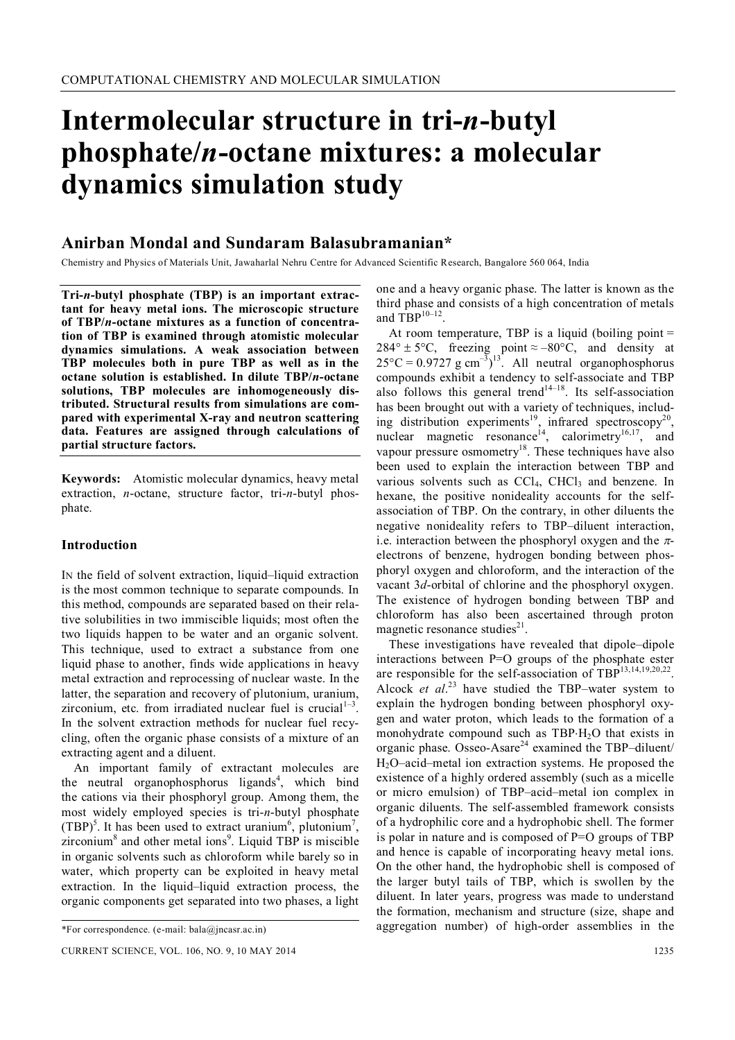COMPUTATIONAL CHEMISTRY AND MOLECULAR SIMULATION

# Intermolecular structure in tri-*n*-butyl phosphate/*n*-octane mixtures: a molecular dynamics simulation study

## Anirban Mondal and Sundaram Balasubramanian*

Chemistry and Physics of Materials Unit, Jawaharlal Nehru Centre for Advanced Scientific Research, Bangalore 560 064, India

**Tri-*n*-butyl phosphate (TBP) is an important extractant for heavy metal ions. The microscopic structure of TBP/*n*-octane mixtures as a function of concentration of TBP is examined through atomistic molecular dynamics simulations. A weak association between TBP molecules both in pure TBP as well as in the octane solution is established. In dilute TBP/*n*-octane solutions, TBP molecules are inhomogeneously distributed. Structural results from simulations are compared with experimental X-ray and neutron scattering data. Features are assigned through calculations of partial structure factors.**

**Keywords:** Atomistic molecular dynamics, heavy metal extraction, *n*-octane, structure factor, tri-*n*-butyl phosphate.

## Introduction

In the field of solvent extraction, liquid–liquid extraction is the most common technique to separate compounds. In this method, compounds are separated based on their relative solubilities in two immiscible liquids; most often the two liquids happen to be water and an organic solvent. This technique, used to extract a substance from one liquid phase to another, finds wide applications in heavy metal extraction and reprocessing of nuclear waste. In the latter, the separation and recovery of plutonium, uranium, zirconium, etc. from irradiated nuclear fuel is crucial[1–3]. In the solvent extraction methods for nuclear fuel recycling, often the organic phase consists of a mixture of an extracting agent and a diluent.

An important family of extractant molecules are the neutral organophosphorus ligands[4], which bind the cations via their phosphoryl group. Among them, the most widely employed species is tri-*n*-butyl phosphate (TBP)[5]. It has been used to extract uranium[6], plutonium[7], zirconium[8] and other metal ions[9]. Liquid TBP is miscible in organic solvents such as chloroform while barely so in water, which property can be exploited in heavy metal extraction. In the liquid–liquid extraction process, the organic components get separated into two phases, a light one and a heavy organic phase. The latter is known as the third phase and consists of a high concentration of metals and TBP[10–12].

At room temperature, TBP is a liquid (boiling point = 284° ± 5°C, freezing point ≈ –80°C, and density at 25°C = 0.9727 g $cm^{-3}$)[13]. All neutral organophosphorus compounds exhibit a tendency to self-associate and TBP also follows this general trend[14–18]. Its self-association has been brought out with a variety of techniques, including distribution experiments[19], infrared spectroscopy[20], nuclear magnetic resonance[14], calorimetry[16,17], and vapour pressure osmometry[18]. These techniques have also been used to explain the interaction between TBP and various solvents such as $CCl_4$, $CHCl_3$ and benzene. In hexane, the positive nonideality accounts for the self-association of TBP. On the contrary, in other diluents the negative nonideality refers to TBP–diluent interaction, i.e. interaction between the phosphoryl oxygen and the $\pi$-electrons of benzene, hydrogen bonding between phosphoryl oxygen and chloroform, and the interaction of the vacant 3*d*-orbital of chlorine and the phosphoryl oxygen. The existence of hydrogen bonding between TBP and chloroform has also been ascertained through proton magnetic resonance studies[21].

These investigations have revealed that dipole–dipole interactions between P=O groups of the phosphate ester are responsible for the self-association of TBP[13,14,19,20,22]. Alcock *et al*.[23] have studied the TBP–water system to explain the hydrogen bonding between phosphoryl oxygen and water proton, which leads to the formation of a monohydrate compound such as TBP·$H_2O$ that exists in organic phase. Osseo-Asare[24] examined the TBP–diluent/$H_2O$–acid–metal ion extraction systems. He proposed the existence of a highly ordered assembly (such as a micelle or micro emulsion) of TBP–acid–metal ion complex in organic diluents. The self-assembled framework consists of a hydrophilic core and a hydrophobic shell. The former is polar in nature and is composed of P=O groups of TBP and hence is capable of incorporating heavy metal ions. On the other hand, the hydrophobic shell is composed of the larger butyl tails of TBP, which is swollen by the diluent. In later years, progress was made to understand the formation, mechanism and structure (size, shape and aggregation number) of high-order assemblies in the

*For correspondence. (e-mail: bala@jncasr.ac.in)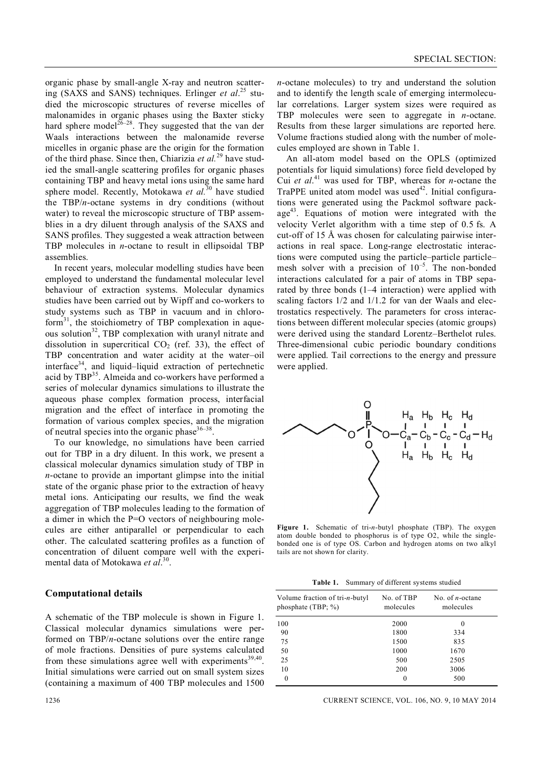organic phase by small-angle X-ray and neutron scattering (SAXS and SANS) techniques. Erlinger *et al*.[25] studied the microscopic structures of reverse micelles of malonamides in organic phases using the Baxter sticky hard sphere model[26–28]. They suggested that the van der Waals interactions between the malonamide reverse micelles in organic phase are the origin for the formation of the third phase. Since then, Chiarizia *et al.*[29] have studied the small-angle scattering profiles for organic phases containing TBP and heavy metal ions using the same hard sphere model. Recently, Motokawa *et al.*[30] have studied the TBP/*n*-octane systems in dry conditions (without water) to reveal the microscopic structure of TBP assemblies in a dry diluent through analysis of the SAXS and SANS profiles. They suggested a weak attraction between TBP molecules in *n*-octane to result in ellipsoidal TBP assemblies.

In recent years, molecular modelling studies have been employed to understand the fundamental molecular level behaviour of extraction systems. Molecular dynamics studies have been carried out by Wipff and co-workers to study systems such as TBP in vacuum and in chloroform[31], the stoichiometry of TBP complexation in aqueous solution[32], TBP complexation with uranyl nitrate and dissolution in supercritical $CO_2$ (ref. 33), the effect of TBP concentration and water acidity at the water–oil interface[34], and liquid–liquid extraction of pertechnetic acid by TBP[35]. Almeida and co-workers have performed a series of molecular dynamics simulations to illustrate the aqueous phase complex formation process, interfacial migration and the effect of interface in promoting the formation of various complex species, and the migration of neutral species into the organic phase[36–38].

To our knowledge, no simulations have been carried out for TBP in a dry diluent. In this work, we present a classical molecular dynamics simulation study of TBP in *n*-octane to provide an important glimpse into the initial state of the organic phase prior to the extraction of heavy metal ions. Anticipating our results, we find the weak aggregation of TBP molecules leading to the formation of a dimer in which the P=O vectors of neighbouring molecules are either antiparallel or perpendicular to each other. The calculated scattering profiles as a function of concentration of diluent compare well with the experimental data of Motokawa *et al*.[30].

## Computational details

A schematic of the TBP molecule is shown in Figure 1. Classical molecular dynamics simulations were performed on TBP/*n*-octane solutions over the entire range of mole fractions. Densities of pure systems calculated from these simulations agree well with experiments[39,40]. Initial simulations were carried out on small system sizes (containing a maximum of 400 TBP molecules and 1500 *n*-octane molecules) to try and understand the solution and to identify the length scale of emerging intermolecular correlations. Larger system sizes were required as TBP molecules were seen to aggregate in *n*-octane. Results from these larger simulations are reported here. Volume fractions studied along with the number of molecules employed are shown in Table 1.

An all-atom model based on the OPLS (optimized potentials for liquid simulations) force field developed by Cui *et al*.[41] was used for TBP, whereas for *n*-octane the TraPPE united atom model was used[42]. Initial configurations were generated using the Packmol software package[43]. Equations of motion were integrated with the velocity Verlet algorithm with a time step of 0.5 fs. A cut-off of 15 Å was chosen for calculating pairwise interactions in real space. Long-range electrostatic interactions were computed using the particle–particle particle–mesh solver with a precision of $10^{-5}$. The non-bonded interactions calculated for a pair of atoms in TBP separated by three bonds (1–4 interaction) were applied with scaling factors 1/2 and 1/1.2 for van der Waals and electrostatics respectively. The parameters for cross interactions between different molecular species (atomic groups) were derived using the standard Lorentz–Berthelot rules. Three-dimensional cubic periodic boundary conditions were applied. Tail corrections to the energy and pressure were applied.

**Figure 1.** Schematic of tri-*n*-butyl phosphate (TBP). The oxygen atom double bonded to phosphorus is of type O2, while the single-bonded one is of type OS. Carbon and hydrogen atoms on two alkyl tails are not shown for clarity.

**Table 1.** Summary of different systems studied

| Volume fraction of tri-*n*-butyl phosphate (TBP; %) | No. of TBP molecules | No. of *n*-octane molecules |
|---|---|---|
| 100 | 2000 | 0 |
| 90 | 1800 | 334 |
| 75 | 1500 | 835 |
| 50 | 1000 | 1670 |
| 25 | 500 | 2505 |
| 10 | 200 | 3006 |
| 0 | 0 | 500 |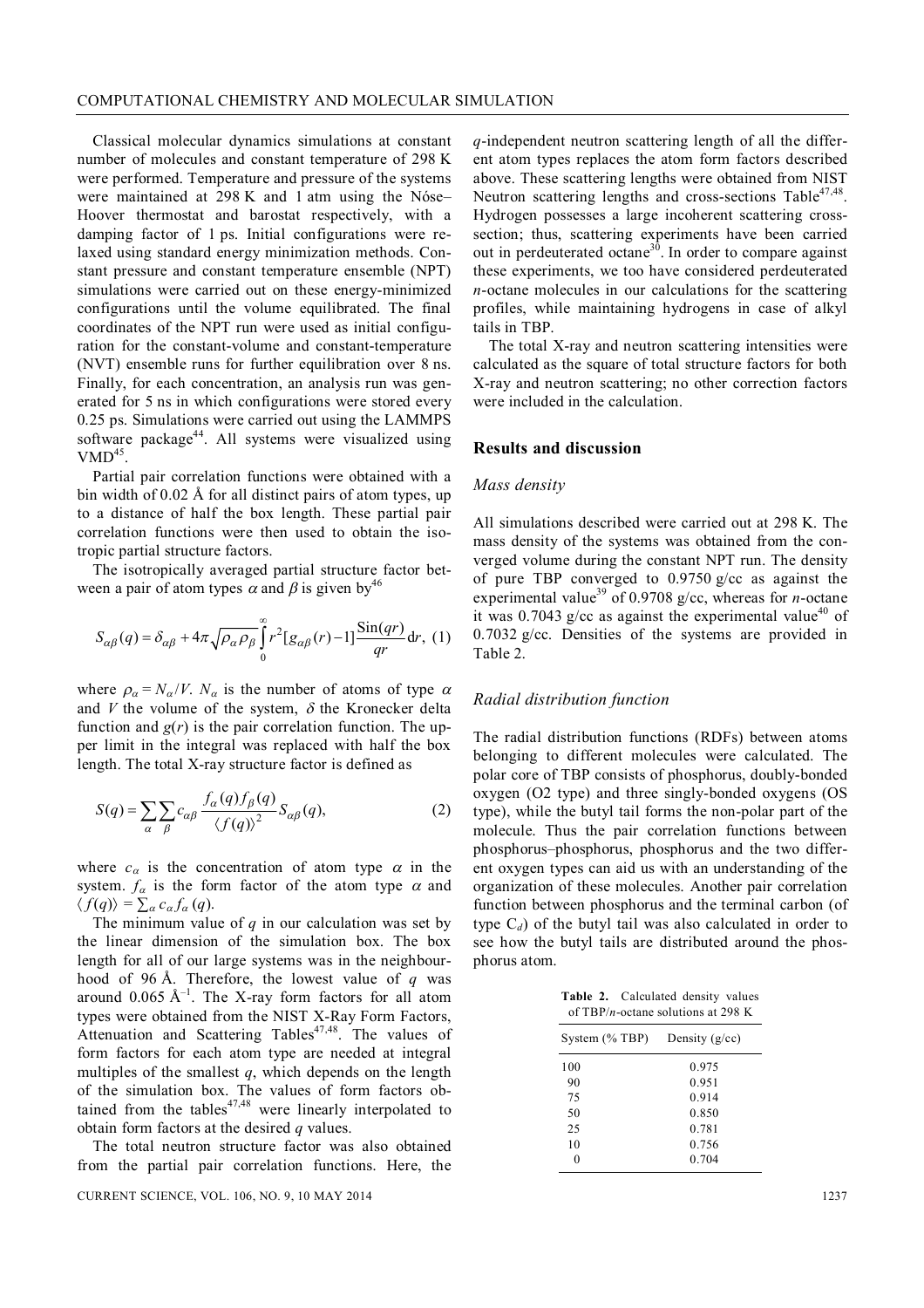Classical molecular dynamics simulations at constant number of molecules and constant temperature of 298 K were performed. Temperature and pressure of the systems were maintained at 298 K and 1 atm using the Nóse–Hoover thermostat and barostat respectively, with a damping factor of 1 ps. Initial configurations were relaxed using standard energy minimization methods. Constant pressure and constant temperature ensemble (NPT) simulations were carried out on these energy-minimized configurations until the volume equilibrated. The final coordinates of the NPT run were used as initial configuration for the constant-volume and constant-temperature (NVT) ensemble runs for further equilibration over 8 ns. Finally, for each concentration, an analysis run was generated for 5 ns in which configurations were stored every 0.25 ps. Simulations were carried out using the LAMMPS software package[44]. All systems were visualized using VMD[45].

Partial pair correlation functions were obtained with a bin width of 0.02 Å for all distinct pairs of atom types, up to a distance of half the box length. These partial pair correlation functions were then used to obtain the isotropic partial structure factors.

The isotropically averaged partial structure factor between a pair of atom types $\alpha$ and $\beta$ is given by[46]

$$S_{\alpha\beta}(q) = \delta_{\alpha\beta} + 4\pi\sqrt{\rho_\alpha \rho_\beta}\int_0^\infty r^2[g_{\alpha\beta}(r)-1]\frac{\mathrm{Sin}(qr)}{qr}\mathrm{d}r, \quad (1)$$

where $\rho_\alpha = N_\alpha/V$. $N_\alpha$ is the number of atoms of type $\alpha$ and $V$ the volume of the system, $\delta$ the Kronecker delta function and $g(r)$ is the pair correlation function. The upper limit in the integral was replaced with half the box length. The total X-ray structure factor is defined as

$$S(q) = \sum_\alpha \sum_\beta c_{\alpha\beta}\frac{f_\alpha(q) f_\beta(q)}{\langle f(q)\rangle^2} S_{\alpha\beta}(q), \quad (2)$$

where $c_\alpha$ is the concentration of atom type $\alpha$ in the system. $f_\alpha$ is the form factor of the atom type $\alpha$ and $\langle f(q)\rangle = \sum_\alpha c_\alpha f_\alpha(q)$.

The minimum value of $q$ in our calculation was set by the linear dimension of the simulation box. The box length for all of our large systems was in the neighbourhood of 96 Å. Therefore, the lowest value of $q$ was around 0.065 $\text{Å}^{-1}$. The X-ray form factors for all atom types were obtained from the NIST X-Ray Form Factors, Attenuation and Scattering Tables[47,48]. The values of form factors for each atom type are needed at integral multiples of the smallest $q$, which depends on the length of the simulation box. The values of form factors obtained from the tables[47,48] were linearly interpolated to obtain form factors at the desired $q$ values.

The total neutron structure factor was also obtained from the partial pair correlation functions. Here, the $q$-independent neutron scattering length of all the different atom types replaces the atom form factors described above. These scattering lengths were obtained from NIST Neutron scattering lengths and cross-sections Table[47,48]. Hydrogen possesses a large incoherent scattering cross-section; thus, scattering experiments have been carried out in perdeuterated octane[30]. In order to compare against these experiments, we too have considered perdeuterated $n$-octane molecules in our calculations for the scattering profiles, while maintaining hydrogens in case of alkyl tails in TBP.

The total X-ray and neutron scattering intensities were calculated as the square of total structure factors for both X-ray and neutron scattering; no other correction factors were included in the calculation.

## Results and discussion

### Mass density

All simulations described were carried out at 298 K. The mass density of the systems was obtained from the converged volume during the constant NPT run. The density of pure TBP converged to 0.9750 g/cc as against the experimental value[39] of 0.9708 g/cc, whereas for $n$-octane it was 0.7043 g/cc as against the experimental value[40] of 0.7032 g/cc. Densities of the systems are provided in Table 2.

### Radial distribution function

The radial distribution functions (RDFs) between atoms belonging to different molecules were calculated. The polar core of TBP consists of phosphorus, doubly-bonded oxygen (O2 type) and three singly-bonded oxygens (OS type), while the butyl tail forms the non-polar part of the molecule. Thus the pair correlation functions between phosphorus–phosphorus, phosphorus and the two different oxygen types can aid us with an understanding of the organization of these molecules. Another pair correlation function between phosphorus and the terminal carbon (of type $C_d$) of the butyl tail was also calculated in order to see how the butyl tails are distributed around the phosphorus atom.

**Table 2.** Calculated density values of TBP/$n$-octane solutions at 298 K

| System (% TBP) | Density (g/cc) |
|---|---|
| 100 | 0.975 |
| 90 | 0.951 |
| 75 | 0.914 |
| 50 | 0.850 |
| 25 | 0.781 |
| 10 | 0.756 |
| 0 | 0.704 |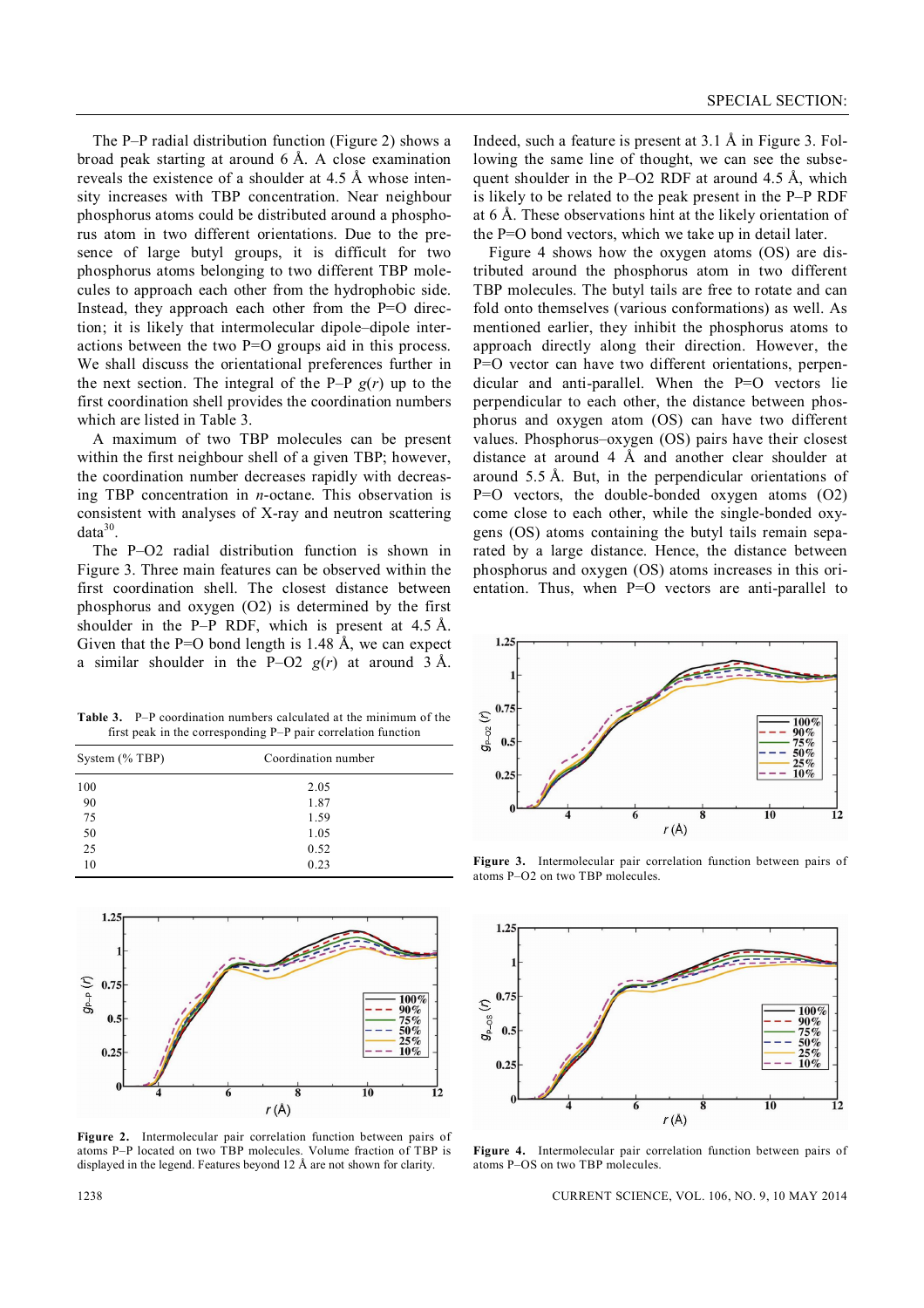The P–P radial distribution function (Figure 2) shows a broad peak starting at around 6 Å. A close examination reveals the existence of a shoulder at 4.5 Å whose intensity increases with TBP concentration. Near neighbour phosphorus atoms could be distributed around a phosphorus atom in two different orientations. Due to the presence of large butyl groups, it is difficult for two phosphorus atoms belonging to two different TBP molecules to approach each other from the hydrophobic side. Instead, they approach each other from the P=O direction; it is likely that intermolecular dipole–dipole interactions between the two P=O groups aid in this process. We shall discuss the orientational preferences further in the next section. The integral of the P–P $g(r)$ up to the first coordination shell provides the coordination numbers which are listed in Table 3.

A maximum of two TBP molecules can be present within the first neighbour shell of a given TBP; however, the coordination number decreases rapidly with decreasing TBP concentration in *n*-octane. This observation is consistent with analyses of X-ray and neutron scattering data[30].

The P–O2 radial distribution function is shown in Figure 3. Three main features can be observed within the first coordination shell. The closest distance between phosphorus and oxygen (O2) is determined by the first shoulder in the P–P RDF, which is present at 4.5 Å. Given that the P=O bond length is 1.48 Å, we can expect a similar shoulder in the P–O2 $g(r)$ at around 3 Å.

**Table 3.** P–P coordination numbers calculated at the minimum of the first peak in the corresponding P–P pair correlation function

| System (% TBP) | Coordination number |
|---|---|
| 100 | 2.05 |
| 90 | 1.87 |
| 75 | 1.59 |
| 50 | 1.05 |
| 25 | 0.52 |
| 10 | 0.23 |

**Figure 2.** Intermolecular pair correlation function between pairs of atoms P–P located on two TBP molecules. Volume fraction of TBP is displayed in the legend. Features beyond 12 Å are not shown for clarity.

Indeed, such a feature is present at 3.1 Å in Figure 3. Following the same line of thought, we can see the subsequent shoulder in the P–O2 RDF at around 4.5 Å, which is likely to be related to the peak present in the P–P RDF at 6 Å. These observations hint at the likely orientation of the P=O bond vectors, which we take up in detail later.

Figure 4 shows how the oxygen atoms (OS) are distributed around the phosphorus atom in two different TBP molecules. The butyl tails are free to rotate and can fold onto themselves (various conformations) as well. As mentioned earlier, they inhibit the phosphorus atoms to approach directly along their direction. However, the P=O vector can have two different orientations, perpendicular and anti-parallel. When the P=O vectors lie perpendicular to each other, the distance between phosphorus and oxygen atom (OS) can have two different values. Phosphorus–oxygen (OS) pairs have their closest distance at around 4 Å and another clear shoulder at around 5.5 Å. But, in the perpendicular orientations of P=O vectors, the double-bonded oxygen atoms (O2) come close to each other, while the single-bonded oxygens (OS) atoms containing the butyl tails remain separated by a large distance. Hence, the distance between phosphorus and oxygen (OS) atoms increases in this orientation. Thus, when P=O vectors are anti-parallel to

**Figure 3.** Intermolecular pair correlation function between pairs of atoms P–O2 on two TBP molecules.

**Figure 4.** Intermolecular pair correlation function between pairs of atoms P–OS on two TBP molecules.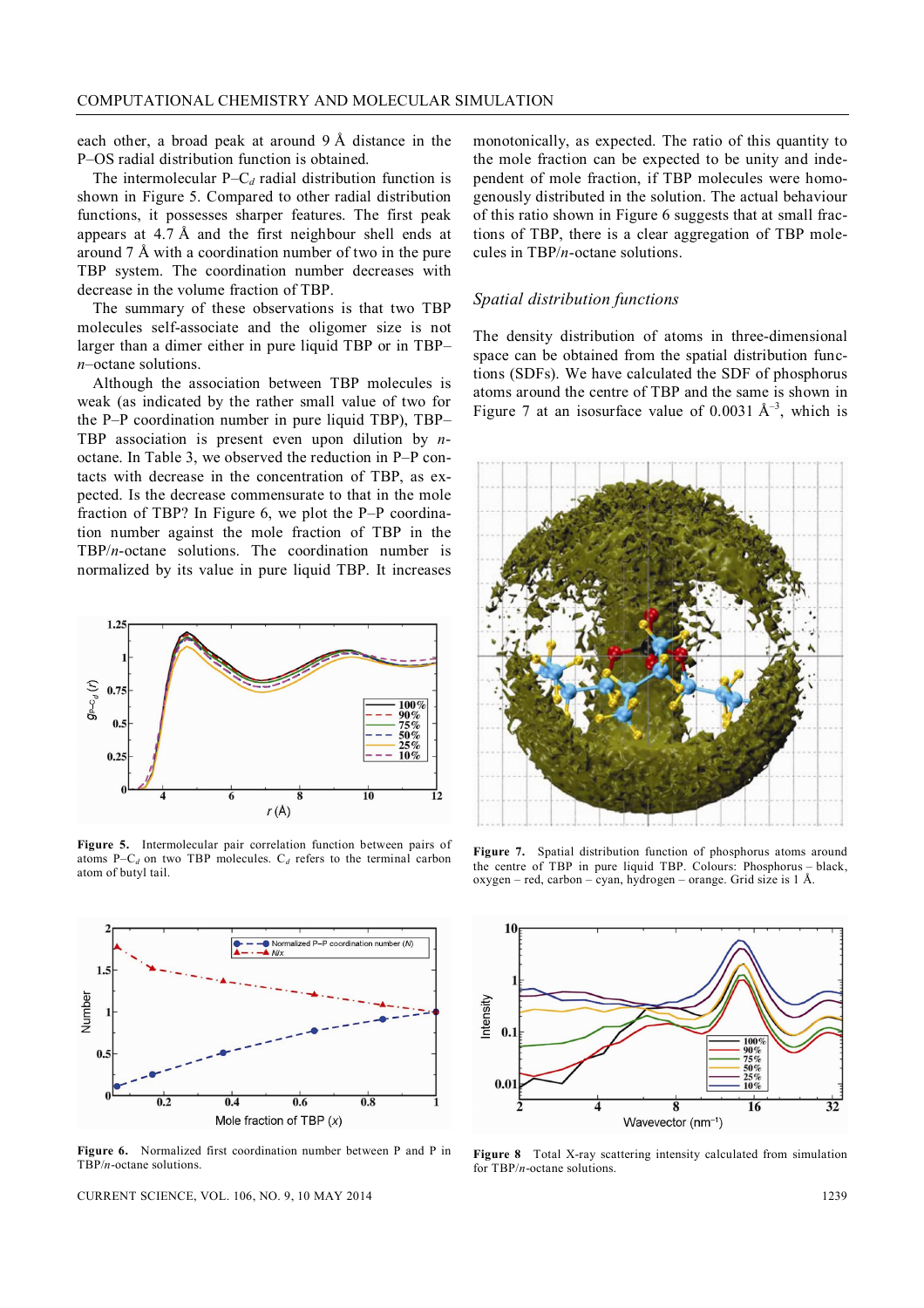each other, a broad peak at around 9 Å distance in the P–OS radial distribution function is obtained.

The intermolecular P–$C_d$ radial distribution function is shown in Figure 5. Compared to other radial distribution functions, it possesses sharper features. The first peak appears at 4.7 Å and the first neighbour shell ends at around 7 Å with a coordination number of two in the pure TBP system. The coordination number decreases with decrease in the volume fraction of TBP.

The summary of these observations is that two TBP molecules self-associate and the oligomer size is not larger than a dimer either in pure liquid TBP or in TBP–*n*–octane solutions.

Although the association between TBP molecules is weak (as indicated by the rather small value of two for the P–P coordination number in pure liquid TBP), TBP–TBP association is present even upon dilution by *n*-octane. In Table 3, we observed the reduction in P–P contacts with decrease in the concentration of TBP, as expected. Is the decrease commensurate to that in the mole fraction of TBP? In Figure 6, we plot the P–P coordination number against the mole fraction of TBP in the TBP/*n*-octane solutions. The coordination number is normalized by its value in pure liquid TBP. It increases monotonically, as expected. The ratio of this quantity to the mole fraction can be expected to be unity and independent of mole fraction, if TBP molecules were homogenously distributed in the solution. The actual behaviour of this ratio shown in Figure 6 suggests that at small fractions of TBP, there is a clear aggregation of TBP molecules in TBP/*n*-octane solutions.

**Figure 5.** Intermolecular pair correlation function between pairs of atoms P–$C_d$ on two TBP molecules. $C_d$ refers to the terminal carbon atom of butyl tail.

**Figure 6.** Normalized first coordination number between P and P in TBP/*n*-octane solutions.

### *Spatial distribution functions*

The density distribution of atoms in three-dimensional space can be obtained from the spatial distribution functions (SDFs). We have calculated the SDF of phosphorus atoms around the centre of TBP and the same is shown in Figure 7 at an isosurface value of 0.0031 Å$^{-3}$, which is

**Figure 7.** Spatial distribution function of phosphorus atoms around the centre of TBP in pure liquid TBP. Colours: Phosphorus – black, oxygen – red, carbon – cyan, hydrogen – orange. Grid size is 1 Å.

**Figure 8** Total X-ray scattering intensity calculated from simulation for TBP/*n*-octane solutions.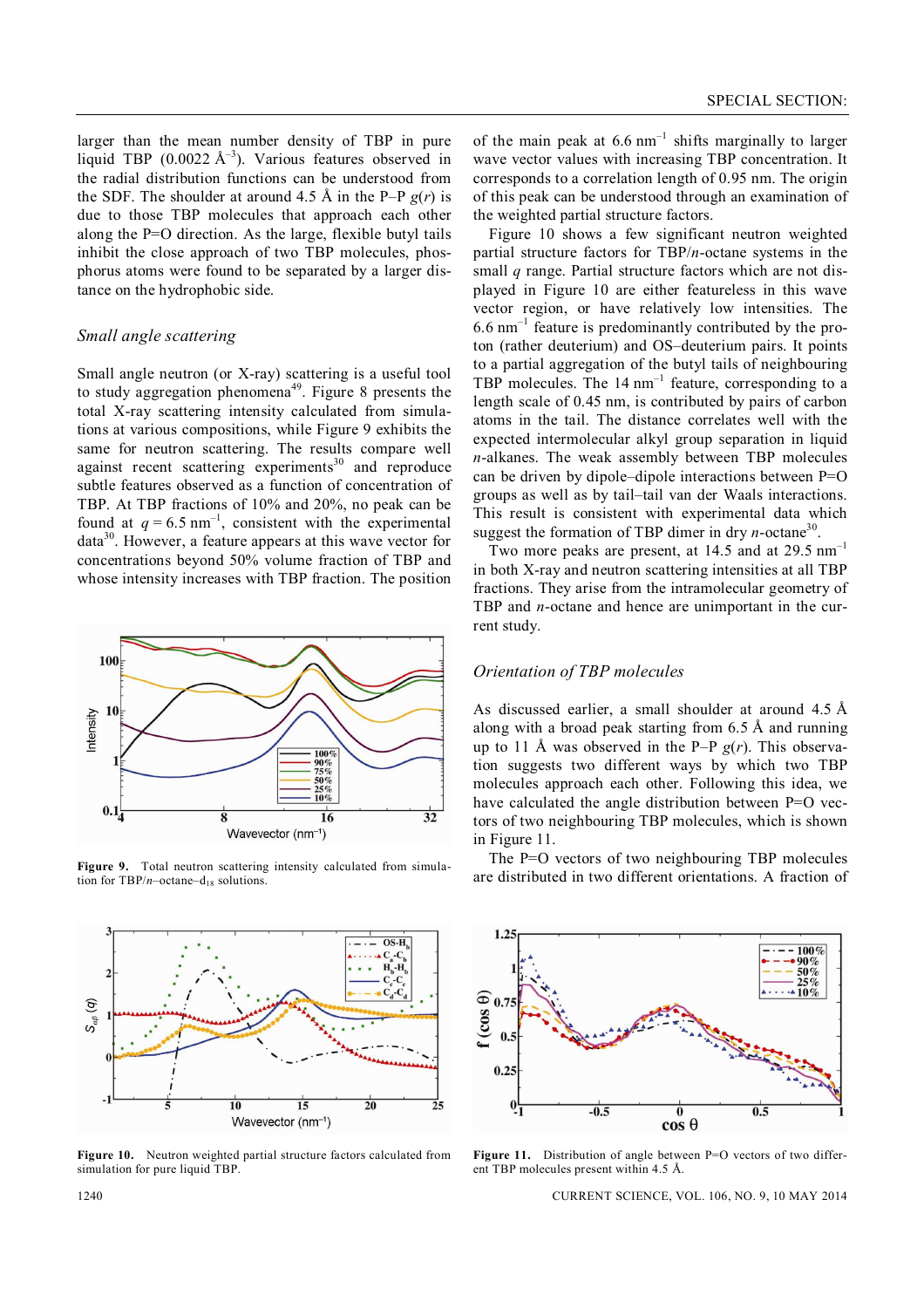larger than the mean number density of TBP in pure liquid TBP (0.0022 Å$^{-3}$). Various features observed in the radial distribution functions can be understood from the SDF. The shoulder at around 4.5 Å in the P–P $g(r)$ is due to those TBP molecules that approach each other along the P=O direction. As the large, flexible butyl tails inhibit the close approach of two TBP molecules, phosphorus atoms were found to be separated by a larger distance on the hydrophobic side.

### *Small angle scattering*

Small angle neutron (or X-ray) scattering is a useful tool to study aggregation phenomena[49]. Figure 8 presents the total X-ray scattering intensity calculated from simulations at various compositions, while Figure 9 exhibits the same for neutron scattering. The results compare well against recent scattering experiments[30] and reproduce subtle features observed as a function of concentration of TBP. At TBP fractions of 10% and 20%, no peak can be found at $q = 6.5$ nm$^{-1}$, consistent with the experimental data[30]. However, a feature appears at this wave vector for concentrations beyond 50% volume fraction of TBP and whose intensity increases with TBP fraction. The position of the main peak at 6.6 nm$^{-1}$ shifts marginally to larger wave vector values with increasing TBP concentration. It corresponds to a correlation length of 0.95 nm. The origin of this peak can be understood through an examination of the weighted partial structure factors.

Figure 10 shows a few significant neutron weighted partial structure factors for TBP/$n$-octane systems in the small $q$ range. Partial structure factors which are not displayed in Figure 10 are either featureless in this wave vector region, or have relatively low intensities. The 6.6 nm$^{-1}$ feature is predominantly contributed by the proton (rather deuterium) and OS–deuterium pairs. It points to a partial aggregation of the butyl tails of neighbouring TBP molecules. The 14 nm$^{-1}$ feature, corresponding to a length scale of 0.45 nm, is contributed by pairs of carbon atoms in the tail. The distance correlates well with the expected intermolecular alkyl group separation in liquid $n$-alkanes. The weak assembly between TBP molecules can be driven by dipole–dipole interactions between P=O groups as well as by tail–tail van der Waals interactions. This result is consistent with experimental data which suggest the formation of TBP dimer in dry $n$-octane[30].

Two more peaks are present, at 14.5 and at 29.5 nm$^{-1}$ in both X-ray and neutron scattering intensities at all TBP fractions. They arise from the intramolecular geometry of TBP and $n$-octane and hence are unimportant in the current study.

**Figure 9.** Total neutron scattering intensity calculated from simulation for TBP/$n$–octane–$d_{18}$ solutions.

### *Orientation of TBP molecules*

As discussed earlier, a small shoulder at around 4.5 Å along with a broad peak starting from 6.5 Å and running up to 11 Å was observed in the P–P $g(r)$. This observation suggests two different ways by which two TBP molecules approach each other. Following this idea, we have calculated the angle distribution between P=O vectors of two neighbouring TBP molecules, which is shown in Figure 11.

The P=O vectors of two neighbouring TBP molecules are distributed in two different orientations. A fraction of

**Figure 10.** Neutron weighted partial structure factors calculated from simulation for pure liquid TBP.

**Figure 11.** Distribution of angle between P=O vectors of two different TBP molecules present within 4.5 Å.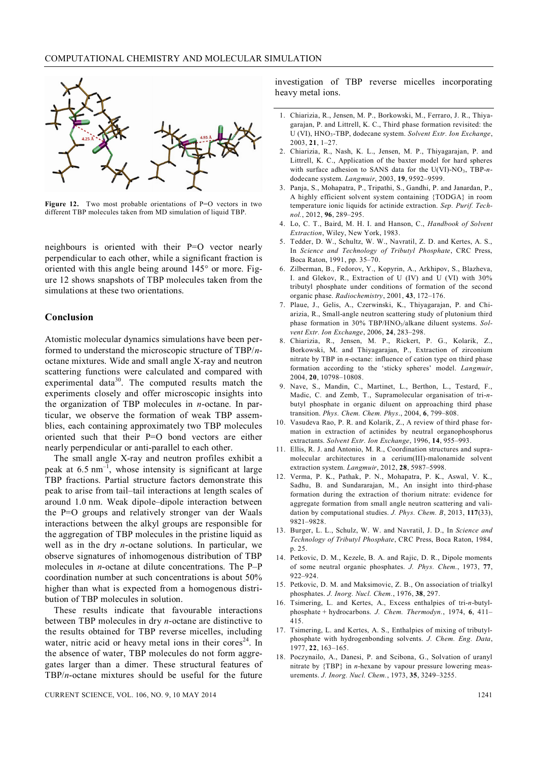**Figure 12.** Two most probable orientations of P=O vectors in two different TBP molecules taken from MD simulation of liquid TBP.

neighbours is oriented with their P=O vector nearly perpendicular to each other, while a significant fraction is oriented with this angle being around 145° or more. Figure 12 shows snapshots of TBP molecules taken from the simulations at these two orientations.

## Conclusion

Atomistic molecular dynamics simulations have been performed to understand the microscopic structure of TBP/*n*-octane mixtures. Wide and small angle X-ray and neutron scattering functions were calculated and compared with experimental data[30]. The computed results match the experiments closely and offer microscopic insights into the organization of TBP molecules in *n*-octane. In particular, we observe the formation of weak TBP assemblies, each containing approximately two TBP molecules oriented such that their P=O bond vectors are either nearly perpendicular or anti-parallel to each other.

The small angle X-ray and neutron profiles exhibit a peak at 6.5 $nm^{-1}$, whose intensity is significant at large TBP fractions. Partial structure factors demonstrate this peak to arise from tail–tail interactions at length scales of around 1.0 nm. Weak dipole–dipole interaction between the P=O groups and relatively stronger van der Waals interactions between the alkyl groups are responsible for the aggregation of TBP molecules in the pristine liquid as well as in the dry *n*-octane solutions. In particular, we observe signatures of inhomogenous distribution of TBP molecules in *n*-octane at dilute concentrations. The P–P coordination number at such concentrations is about 50% higher than what is expected from a homogenous distribution of TBP molecules in solution.

These results indicate that favourable interactions between TBP molecules in dry *n*-octane are distinctive to the results obtained for TBP reverse micelles, including water, nitric acid or heavy metal ions in their cores[24]. In the absence of water, TBP molecules do not form aggregates larger than a dimer. These structural features of TBP/*n*-octane mixtures should be useful for the future investigation of TBP reverse micelles incorporating heavy metal ions.

---

1. Chiarizia, R., Jensen, M. P., Borkowski, M., Ferraro, J. R., Thiyagarajan, P. and Littrell, K. C., Third phase formation revisited: the U (VI), $HNO_3$-TBP, dodecane system. *Solvent Extr. Ion Exchange*, 2003, **21**, 1–27.
2. Chiarizia, R., Nash, K. L., Jensen, M. P., Thiyagarajan, P. and Littrell, K. C., Application of the baxter model for hard spheres with surface adhesion to SANS data for the U(VI)-$NO_3$, TBP-*n*-dodecane system. *Langmuir*, 2003, **19**, 9592–9599.
3. Panja, S., Mohapatra, P., Tripathi, S., Gandhi, P. and Janardan, P., A highly efficient solvent system containing {TODGA} in room temperature ionic liquids for actinide extraction. *Sep. Purif. Technol.*, 2012, **96**, 289–295.
4. Lo, C. T., Baird, M. H. I. and Hanson, C., *Handbook of Solvent Extraction*, Wiley, New York, 1983.
5. Tedder, D. W., Schultz, W. W., Navratil, Z. D. and Kertes, A. S., In *Science and Technology of Tributyl Phosphate*, CRC Press, Boca Raton, 1991, pp. 35–70.
6. Zilberman, B., Fedorov, Y., Kopyrin, A., Arkhipov, S., Blazheva, I. and Glekov, R., Extraction of U (IV) and U (VI) with 30% tributyl phosphate under conditions of formation of the second organic phase. *Radiochemistry*, 2001, **43**, 172–176.
7. Plaue, J., Gelis, A., Czerwinski, K., Thiyagarajan, P. and Chiarizia, R., Small-angle neutron scattering study of plutonium third phase formation in 30% TBP/$HNO_3$/alkane diluent systems. *Solvent Extr. Ion Exchange*, 2006, **24**, 283–298.
8. Chiarizia, R., Jensen, M. P., Rickert, P. G., Kolarik, Z., Borkowski, M. and Thiyagarajan, P., Extraction of zirconium nitrate by TBP in *n*-octane: influence of cation type on third phase formation according to the 'sticky spheres' model. *Langmuir*, 2004, **20**, 10798–10808.
9. Nave, S., Mandin, C., Martinet, L., Berthon, L., Testard, F., Madic, C. and Zemb, T., Supramolecular organisation of tri-*n*-butyl phosphate in organic diluent on approaching third phase transition. *Phys. Chem. Chem. Phys.*, 2004, **6**, 799–808.
10. Vasudeva Rao, P. R. and Kolarik, Z., A review of third phase formation in extraction of actinides by neutral organophosphorus extractants. *Solvent Extr. Ion Exchange*, 1996, **14**, 955–993.
11. Ellis, R. J. and Antonio, M. R., Coordination structures and supramolecular architectures in a cerium(III)-malonamide solvent extraction system. *Langmuir*, 2012, **28**, 5987–5998.
12. Verma, P. K., Pathak, P. N., Mohapatra, P. K., Aswal, V. K., Sadhu, B. and Sundararajan, M., An insight into third-phase formation during the extraction of thorium nitrate: evidence for aggregate formation from small angle neutron scattering and validation by computational studies. *J. Phys. Chem. B*, 2013, **117**(33), 9821–9828.
13. Burger, L. L., Schulz, W. W. and Navratil, J. D., In *Science and Technology of Tributyl Phosphate*, CRC Press, Boca Raton, 1984, p. 25.
14. Petkovic, D. M., Kezele, B. A. and Rajic, D. R., Dipole moments of some neutral organic phosphates. *J. Phys. Chem.*, 1973, **77**, 922–924.
15. Petkovic, D. M. and Maksimovic, Z. B., On association of trialkyl phosphates. *J. Inorg. Nucl. Chem.*, 1976, **38**, 297.
16. Tsimering, L. and Kertes, A., Excess enthalpies of tri-*n*-butyl-phosphate + hydrocarbons. *J. Chem. Thermodyn.*, 1974, **6**, 411–415.
17. Tsimering, L. and Kertes, A. S., Enthalpies of mixing of tributyl-phosphate with hydrogenbonding solvents. *J. Chem. Eng. Data*, 1977, **22**, 163–165.
18. Poczynailo, A., Danesi, P. and Scibona, G., Solvation of uranyl nitrate by {TBP} in *n*-hexane by vapour pressure lowering measurements. *J. Inorg. Nucl. Chem.*, 1973, **35**, 3249–3255.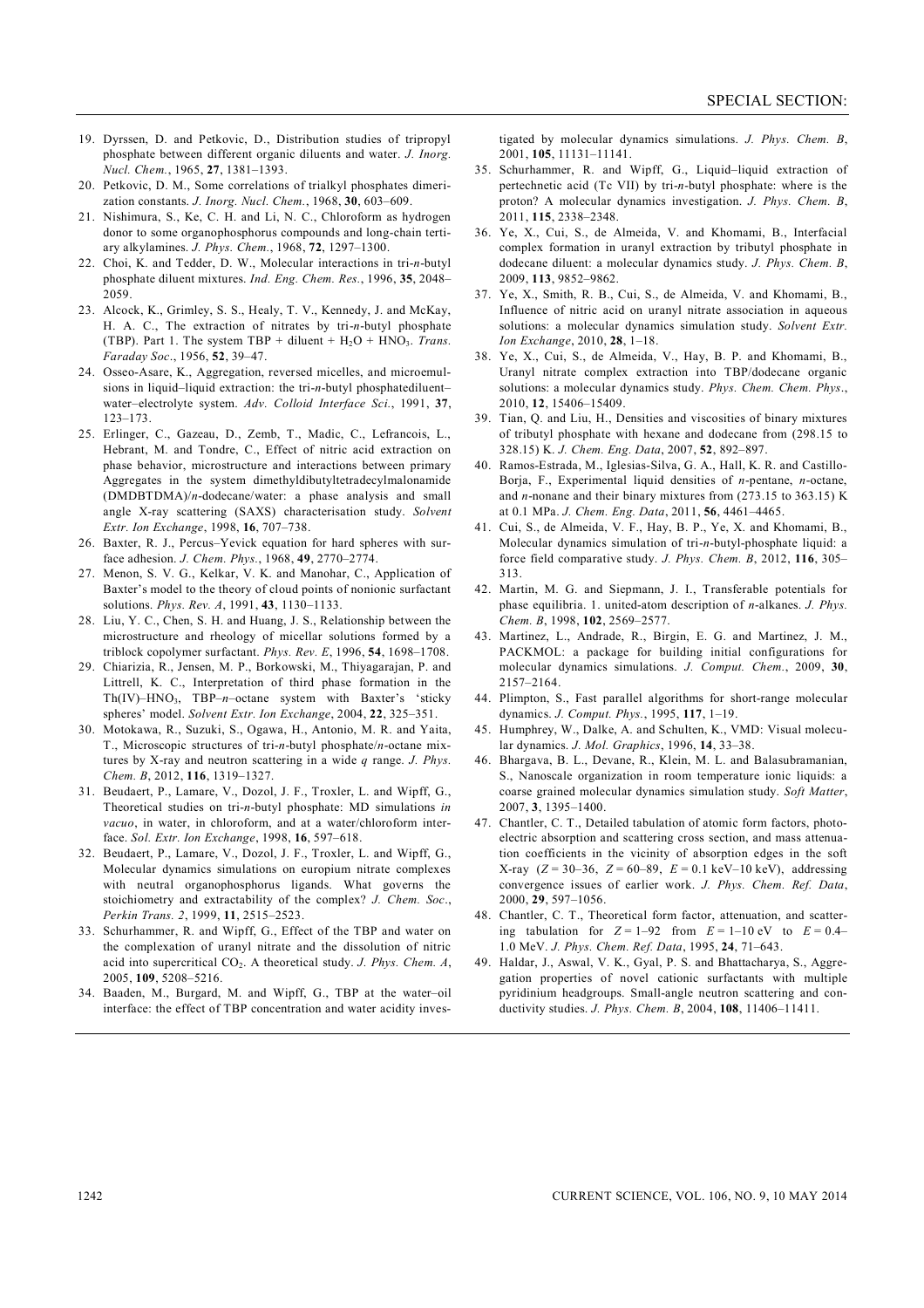19. Dyrssen, D. and Petkovic, D., Distribution studies of tripropyl phosphate between different organic diluents and water. *J. Inorg. Nucl. Chem.*, 1965, **27**, 1381–1393.
20. Petkovic, D. M., Some correlations of trialkyl phosphates dimerization constants. *J. Inorg. Nucl. Chem.*, 1968, **30**, 603–609.
21. Nishimura, S., Ke, C. H. and Li, N. C., Chloroform as hydrogen donor to some organophosphorus compounds and long-chain tertiary alkylamines. *J. Phys. Chem.*, 1968, **72**, 1297–1300.
22. Choi, K. and Tedder, D. W., Molecular interactions in tri-*n*-butyl phosphate diluent mixtures. *Ind. Eng. Chem. Res.*, 1996, **35**, 2048–2059.
23. Alcock, K., Grimley, S. S., Healy, T. V., Kennedy, J. and McKay, H. A. C., The extraction of nitrates by tri-*n*-butyl phosphate (TBP). Part 1. The system TBP + diluent + $H_2O$ + $HNO_3$. *Trans. Faraday Soc.*, 1956, **52**, 39–47.
24. Osseo-Asare, K., Aggregation, reversed micelles, and microemulsions in liquid–liquid extraction: the tri-*n*-butyl phosphatediluent–water–electrolyte system. *Adv. Colloid Interface Sci.*, 1991, **37**, 123–173.
25. Erlinger, C., Gazeau, D., Zemb, T., Madic, C., Lefrancois, L., Hebrant, M. and Tondre, C., Effect of nitric acid extraction on phase behavior, microstructure and interactions between primary Aggregates in the system dimethyldibutyltetradecylmalonamide (DMDBTDMA)/*n*-dodecane/water: a phase analysis and small angle X-ray scattering (SAXS) characterisation study. *Solvent Extr. Ion Exchange*, 1998, **16**, 707–738.
26. Baxter, R. J., Percus–Yevick equation for hard spheres with surface adhesion. *J. Chem. Phys.*, 1968, **49**, 2770–2774.
27. Menon, S. V. G., Kelkar, V. K. and Manohar, C., Application of Baxter's model to the theory of cloud points of nonionic surfactant solutions. *Phys. Rev. A*, 1991, **43**, 1130–1133.
28. Liu, Y. C., Chen, S. H. and Huang, J. S., Relationship between the microstructure and rheology of micellar solutions formed by a triblock copolymer surfactant. *Phys. Rev. E*, 1996, **54**, 1698–1708.
29. Chiarizia, R., Jensen, M. P., Borkowski, M., Thiyagarajan, P. and Littrell, K. C., Interpretation of third phase formation in the Th(IV)–$HNO_3$, TBP–*n*–octane system with Baxter's 'sticky spheres' model. *Solvent Extr. Ion Exchange*, 2004, **22**, 325–351.
30. Motokawa, R., Suzuki, S., Ogawa, H., Antonio, M. R. and Yaita, T., Microscopic structures of tri-*n*-butyl phosphate/*n*-octane mixtures by X-ray and neutron scattering in a wide *q* range. *J. Phys. Chem. B*, 2012, **116**, 1319–1327.
31. Beudaert, P., Lamare, V., Dozol, J. F., Troxler, L. and Wipff, G., Theoretical studies on tri-*n*-butyl phosphate: MD simulations *in vacuo*, in water, in chloroform, and at a water/chloroform interface. *Sol. Extr. Ion Exchange*, 1998, **16**, 597–618.
32. Beudaert, P., Lamare, V., Dozol, J. F., Troxler, L. and Wipff, G., Molecular dynamics simulations on europium nitrate complexes with neutral organophosphorus ligands. What governs the stoichiometry and extractability of the complex? *J. Chem. Soc., Perkin Trans. 2*, 1999, **11**, 2515–2523.
33. Schurhammer, R. and Wipff, G., Effect of the TBP and water on the complexation of uranyl nitrate and the dissolution of nitric acid into supercritical $CO_2$. A theoretical study. *J. Phys. Chem. A*, 2005, **109**, 5208–5216.
34. Baaden, M., Burgard, M. and Wipff, G., TBP at the water–oil interface: the effect of TBP concentration and water acidity investigated by molecular dynamics simulations. *J. Phys. Chem. B*, 2001, **105**, 11131–11141.
35. Schurhammer, R. and Wipff, G., Liquid–liquid extraction of pertechnetic acid (Tc VII) by tri-*n*-butyl phosphate: where is the proton? A molecular dynamics investigation. *J. Phys. Chem. B*, 2011, **115**, 2338–2348.
36. Ye, X., Cui, S., de Almeida, V. and Khomami, B., Interfacial complex formation in uranyl extraction by tributyl phosphate in dodecane diluent: a molecular dynamics study. *J. Phys. Chem. B*, 2009, **113**, 9852–9862.
37. Ye, X., Smith, R. B., Cui, S., de Almeida, V. and Khomami, B., Influence of nitric acid on uranyl nitrate association in aqueous solutions: a molecular dynamics simulation study. *Solvent Extr. Ion Exchange*, 2010, **28**, 1–18.
38. Ye, X., Cui, S., de Almeida, V., Hay, B. P. and Khomami, B., Uranyl nitrate complex extraction into TBP/dodecane organic solutions: a molecular dynamics study. *Phys. Chem. Chem. Phys.*, 2010, **12**, 15406–15409.
39. Tian, Q. and Liu, H., Densities and viscosities of binary mixtures of tributyl phosphate with hexane and dodecane from (298.15 to 328.15) K. *J. Chem. Eng. Data*, 2007, **52**, 892–897.
40. Ramos-Estrada, M., Iglesias-Silva, G. A., Hall, K. R. and Castillo-Borja, F., Experimental liquid densities of *n*-pentane, *n*-octane, and *n*-nonane and their binary mixtures from (273.15 to 363.15) K at 0.1 MPa. *J. Chem. Eng. Data*, 2011, **56**, 4461–4465.
41. Cui, S., de Almeida, V. F., Hay, B. P., Ye, X. and Khomami, B., Molecular dynamics simulation of tri-*n*-butyl-phosphate liquid: a force field comparative study. *J. Phys. Chem. B*, 2012, **116**, 305–313.
42. Martin, M. G. and Siepmann, J. I., Transferable potentials for phase equilibria. 1. united-atom description of *n*-alkanes. *J. Phys. Chem. B*, 1998, **102**, 2569–2577.
43. Martinez, L., Andrade, R., Birgin, E. G. and Martinez, J. M., PACKMOL: a package for building initial configurations for molecular dynamics simulations. *J. Comput. Chem.*, 2009, **30**, 2157–2164.
44. Plimpton, S., Fast parallel algorithms for short-range molecular dynamics. *J. Comput. Phys.*, 1995, **117**, 1–19.
45. Humphrey, W., Dalke, A. and Schulten, K., VMD: Visual molecular dynamics. *J. Mol. Graphics*, 1996, **14**, 33–38.
46. Bhargava, B. L., Devane, R., Klein, M. L. and Balasubramanian, S., Nanoscale organization in room temperature ionic liquids: a coarse grained molecular dynamics simulation study. *Soft Matter*, 2007, **3**, 1395–1400.
47. Chantler, C. T., Detailed tabulation of atomic form factors, photoelectric absorption and scattering cross section, and mass attenuation coefficients in the vicinity of absorption edges in the soft X-ray ($Z = 30$–$36$, $Z = 60$–$89$, $E = 0.1$ keV–10 keV), addressing convergence issues of earlier work. *J. Phys. Chem. Ref. Data*, 2000, **29**, 597–1056.
48. Chantler, C. T., Theoretical form factor, attenuation, and scattering tabulation for $Z = 1$–$92$ from $E = 1$–$10$ eV to $E = 0.4$–$1.0$ MeV. *J. Phys. Chem. Ref. Data*, 1995, **24**, 71–643.
49. Haldar, J., Aswal, V. K., Gyal, P. S. and Bhattacharya, S., Aggregation properties of novel cationic surfactants with multiple pyridinium headgroups. Small-angle neutron scattering and conductivity studies. *J. Phys. Chem. B*, 2004, **108**, 11406–11411.